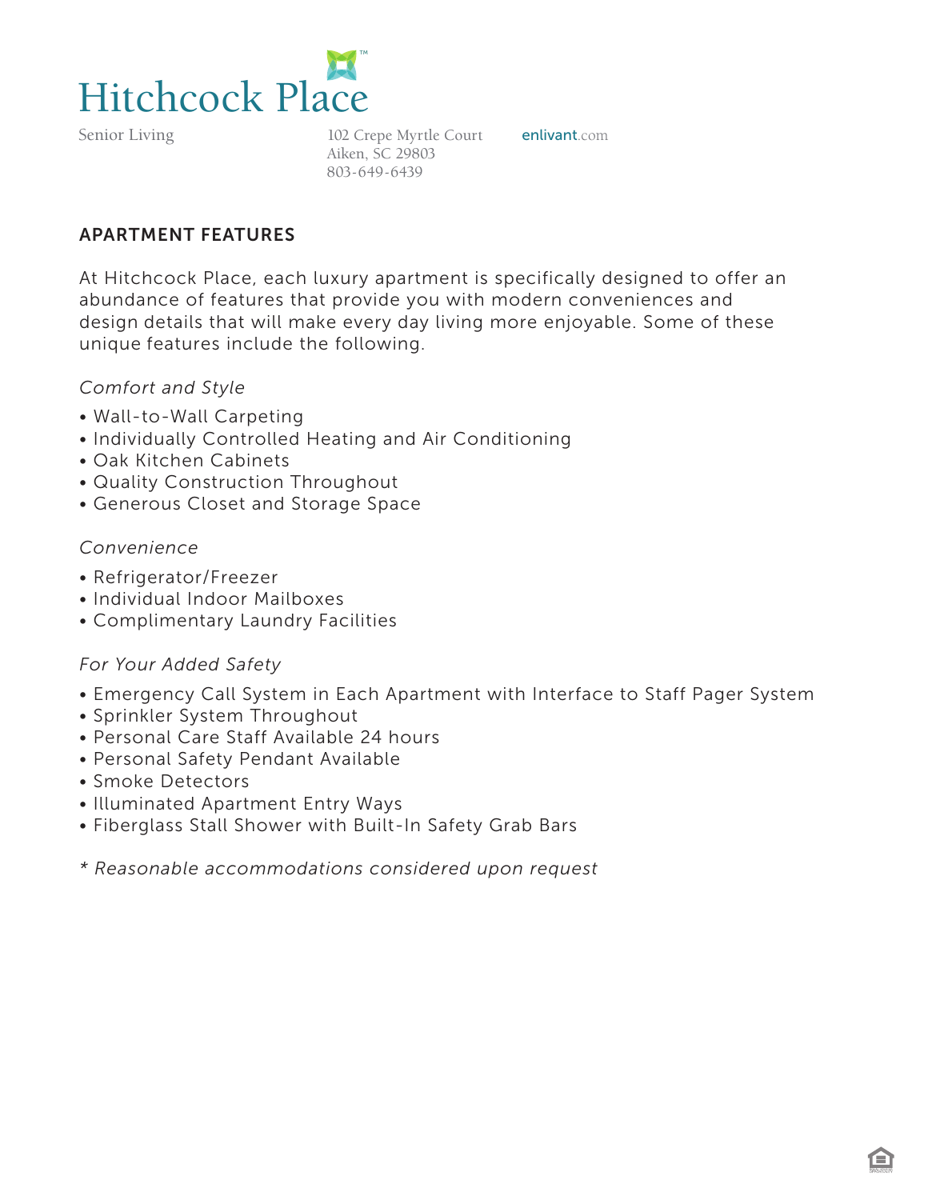# Hitchcock Place

Senior Living

102 Crepe Myrtle Court
Aiken, SC 29803
803-649-6439

enlivant.com

## APARTMENT FEATURES

At Hitchcock Place, each luxury apartment is specifically designed to offer an abundance of features that provide you with modern conveniences and design details that will make every day living more enjoyable. Some of these unique features include the following.

*Comfort and Style*

- Wall-to-Wall Carpeting
- Individually Controlled Heating and Air Conditioning
- Oak Kitchen Cabinets
- Quality Construction Throughout
- Generous Closet and Storage Space

*Convenience*

- Refrigerator/Freezer
- Individual Indoor Mailboxes
- Complimentary Laundry Facilities

*For Your Added Safety*

- Emergency Call System in Each Apartment with Interface to Staff Pager System
- Sprinkler System Throughout
- Personal Care Staff Available 24 hours
- Personal Safety Pendant Available
- Smoke Detectors
- Illuminated Apartment Entry Ways
- Fiberglass Stall Shower with Built-In Safety Grab Bars

*\* Reasonable accommodations considered upon request*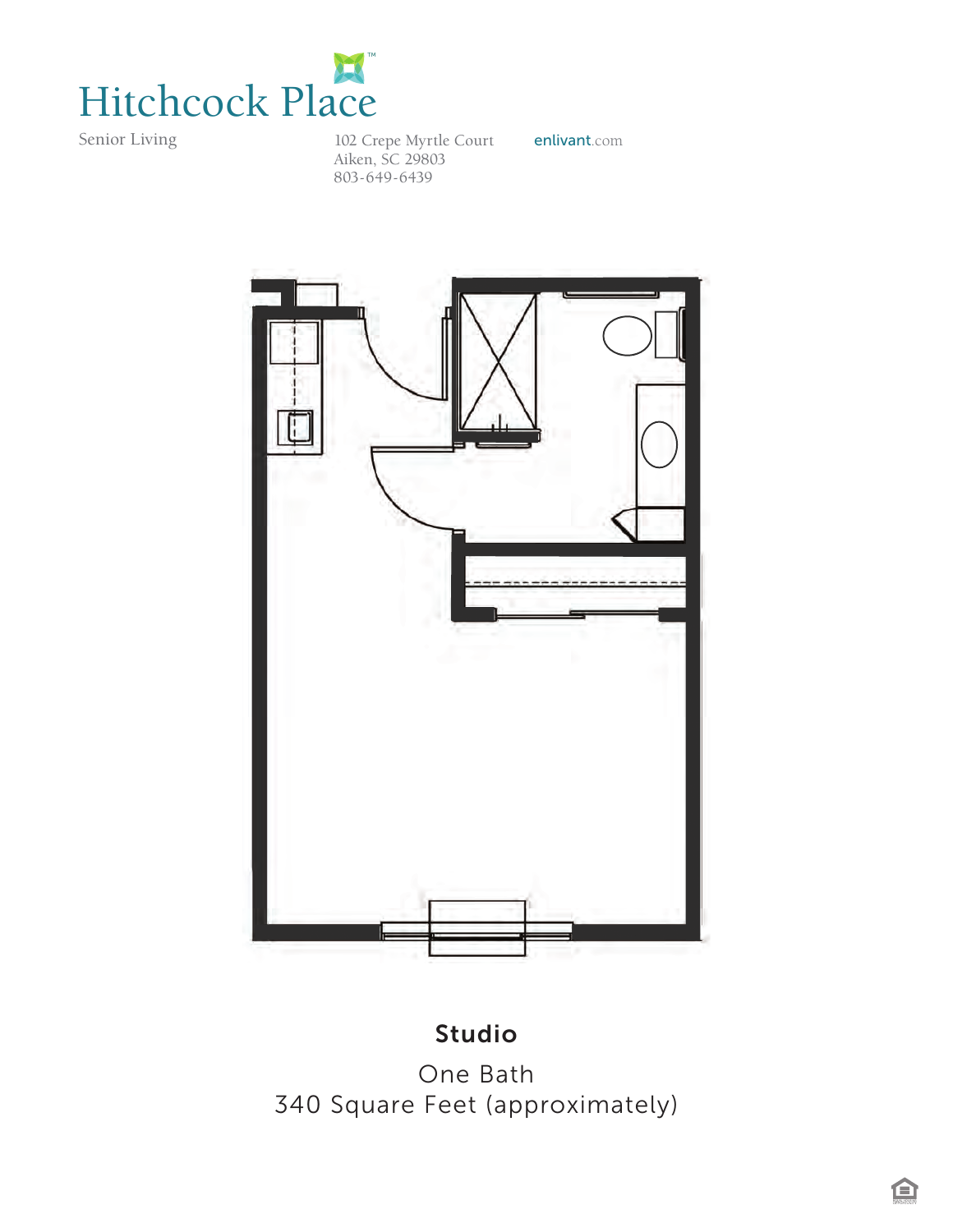# Hitchcock Place

Senior Living

102 Crepe Myrtle Court
Aiken, SC 29803
803-649-6439

enlivant.com

## Studio

One Bath
340 Square Feet (approximately)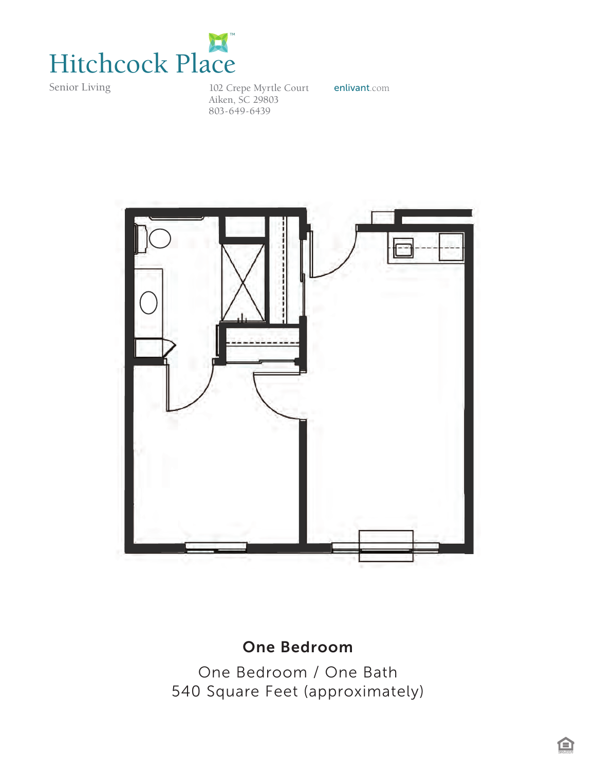# Hitchcock Place

Senior Living

102 Crepe Myrtle Court
Aiken, SC 29803
803-649-6439

enlivant.com

## One Bedroom

One Bedroom / One Bath
540 Square Feet (approximately)